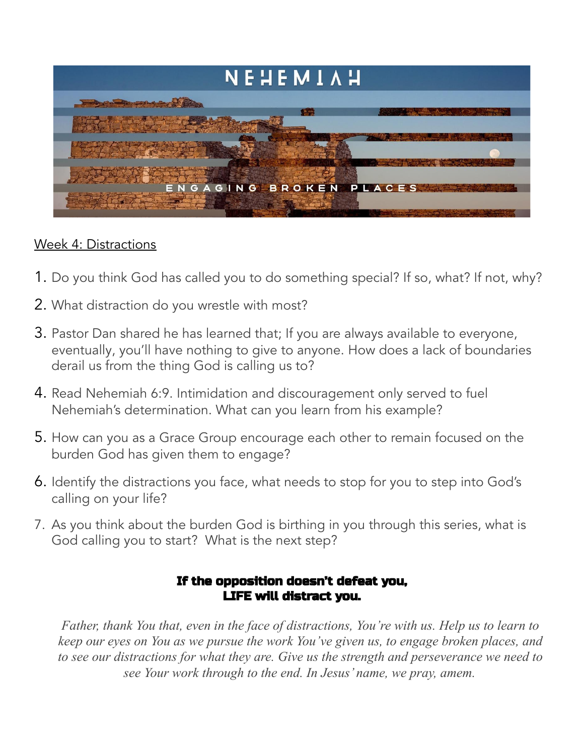# NEHEMIAH

ENGAGING BROKEN PLACES

<u>Week 4: Distractions</u>

1. Do you think God has called you to do something special? If so, what? If not, why?
2. What distraction do you wrestle with most?
3. Pastor Dan shared he has learned that; If you are always available to everyone, eventually, you'll have nothing to give to anyone. How does a lack of boundaries derail us from the thing God is calling us to?
4. Read Nehemiah 6:9. Intimidation and discouragement only served to fuel Nehemiah's determination. What can you learn from his example?
5. How can you as a Grace Group encourage each other to remain focused on the burden God has given them to engage?
6. Identify the distractions you face, what needs to stop for you to step into God's calling on your life?
7. As you think about the burden God is birthing in you through this series, what is God calling you to start? What is the next step?

**If the opposition doesn't defeat you,**
**LIFE will distract you.**

*Father, thank You that, even in the face of distractions, You're with us. Help us to learn to keep our eyes on You as we pursue the work You've given us, to engage broken places, and to see our distractions for what they are. Give us the strength and perseverance we need to see Your work through to the end. In Jesus' name, we pray, amem.*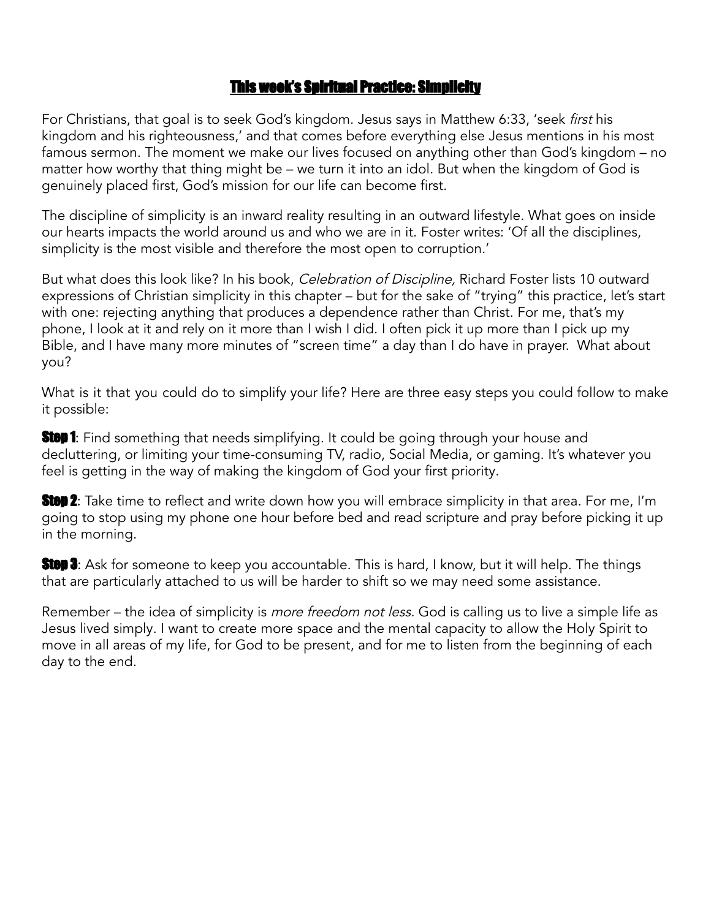## This week's Spiritual Practice: Simplicity

For Christians, that goal is to seek God's kingdom. Jesus says in Matthew 6:33, 'seek *first* his kingdom and his righteousness,' and that comes before everything else Jesus mentions in his most famous sermon. The moment we make our lives focused on anything other than God's kingdom – no matter how worthy that thing might be – we turn it into an idol. But when the kingdom of God is genuinely placed first, God's mission for our life can become first.

The discipline of simplicity is an inward reality resulting in an outward lifestyle. What goes on inside our hearts impacts the world around us and who we are in it. Foster writes: 'Of all the disciplines, simplicity is the most visible and therefore the most open to corruption.'

But what does this look like? In his book, *Celebration of Discipline,* Richard Foster lists 10 outward expressions of Christian simplicity in this chapter – but for the sake of "trying" this practice, let's start with one: rejecting anything that produces a dependence rather than Christ. For me, that's my phone, I look at it and rely on it more than I wish I did. I often pick it up more than I pick up my Bible, and I have many more minutes of "screen time" a day than I do have in prayer. What about you?

What is it that you could do to simplify your life? Here are three easy steps you could follow to make it possible:

**Step 1**: Find something that needs simplifying. It could be going through your house and decluttering, or limiting your time-consuming TV, radio, Social Media, or gaming. It's whatever you feel is getting in the way of making the kingdom of God your first priority.

**Step 2**: Take time to reflect and write down how you will embrace simplicity in that area. For me, I'm going to stop using my phone one hour before bed and read scripture and pray before picking it up in the morning.

**Step 3**: Ask for someone to keep you accountable. This is hard, I know, but it will help. The things that are particularly attached to us will be harder to shift so we may need some assistance.

Remember – the idea of simplicity is *more freedom not less.* God is calling us to live a simple life as Jesus lived simply. I want to create more space and the mental capacity to allow the Holy Spirit to move in all areas of my life, for God to be present, and for me to listen from the beginning of each day to the end.